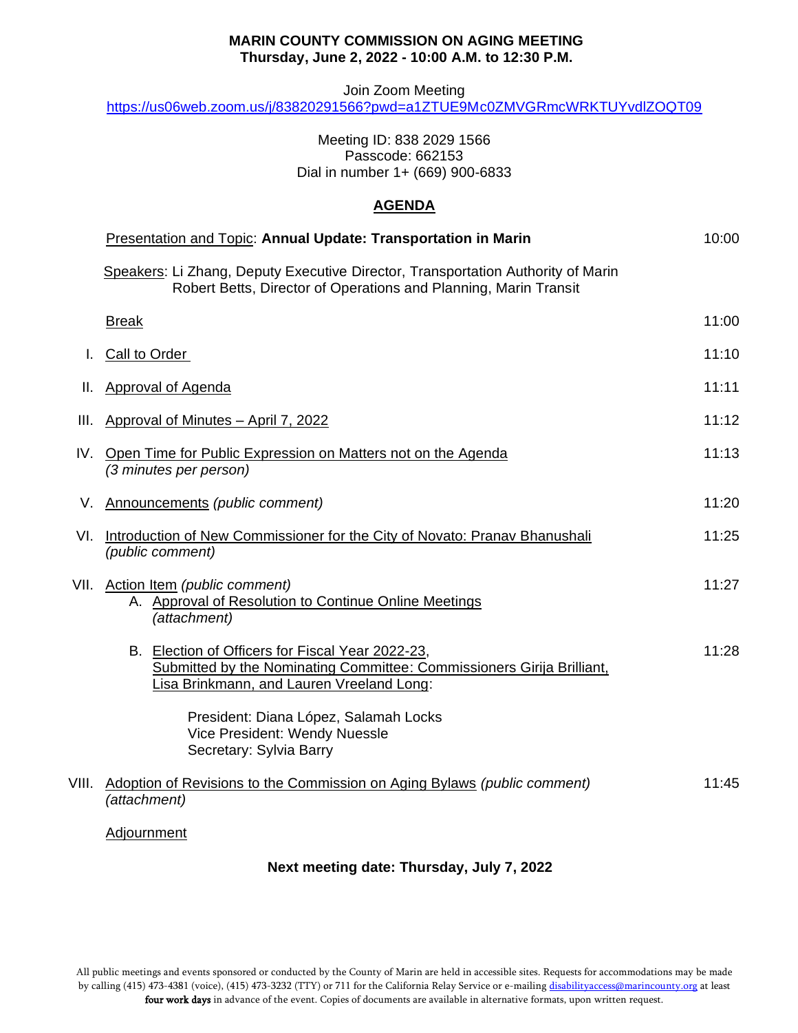# MARIN COUNTY COMMISSION ON AGING MEETING
**Thursday, June 2, 2022 - 10:00 A.M. to 12:30 P.M.**

Join Zoom Meeting
https://us06web.zoom.us/j/83820291566?pwd=a1ZTUE9Mc0ZMVGRmcWRKTUYvdlZOQT09

Meeting ID: 838 2029 1566
Passcode: 662153
Dial in number 1+ (669) 900-6833

## AGENDA

| | | |
|---|---|---|
| | Presentation and Topic: **Annual Update: Transportation in Marin** | 10:00 |
| | Speakers: Li Zhang, Deputy Executive Director, Transportation Authority of Marin<br>Robert Betts, Director of Operations and Planning, Marin Transit | |
| | Break | 11:00 |
| I. | Call to Order | 11:10 |
| II. | Approval of Agenda | 11:11 |
| III. | Approval of Minutes – April 7, 2022 | 11:12 |
| IV. | Open Time for Public Expression on Matters not on the Agenda<br>*(3 minutes per person)* | 11:13 |
| V. | Announcements *(public comment)* | 11:20 |
| VI. | Introduction of New Commissioner for the City of Novato: Pranav Bhanushali<br>*(public comment)* | 11:25 |
| VII. | Action Item *(public comment)*<br>A. Approval of Resolution to Continue Online Meetings *(attachment)* | 11:27 |
| | B. Election of Officers for Fiscal Year 2022-23, Submitted by the Nominating Committee: Commissioners Girija Brilliant, Lisa Brinkmann, and Lauren Vreeland Long:<br><br>President: Diana López, Salamah Locks<br>Vice President: Wendy Nuessle<br>Secretary: Sylvia Barry | 11:28 |
| VIII. | Adoption of Revisions to the Commission on Aging Bylaws *(public comment)*<br>*(attachment)* | 11:45 |
| | Adjournment | |

**Next meeting date: Thursday, July 7, 2022**

All public meetings and events sponsored or conducted by the County of Marin are held in accessible sites. Requests for accommodations may be made by calling (415) 473-4381 (voice), (415) 473-3232 (TTY) or 711 for the California Relay Service or e-mailing disabilityaccess@marincounty.org at least **four work days** in advance of the event. Copies of documents are available in alternative formats, upon written request.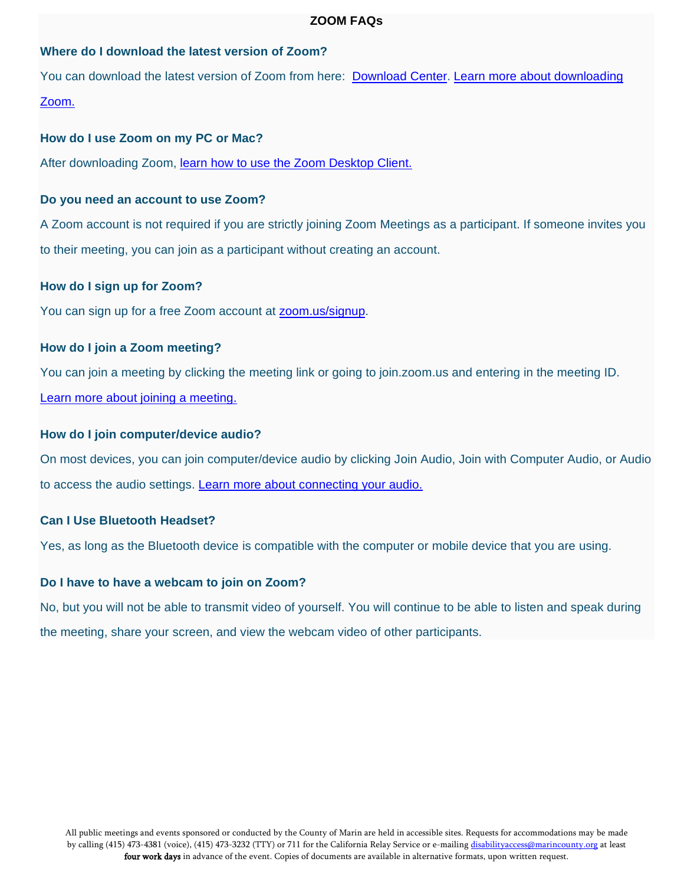# ZOOM FAQs

### Where do I download the latest version of Zoom?

You can download the latest version of Zoom from here: [Download Center](). [Learn more about downloading Zoom.]()

### How do I use Zoom on my PC or Mac?

After downloading Zoom, [learn how to use the Zoom Desktop Client.]()

### Do you need an account to use Zoom?

A Zoom account is not required if you are strictly joining Zoom Meetings as a participant. If someone invites you to their meeting, you can join as a participant without creating an account.

### How do I sign up for Zoom?

You can sign up for a free Zoom account at [zoom.us/signup]().

### How do I join a Zoom meeting?

You can join a meeting by clicking the meeting link or going to join.zoom.us and entering in the meeting ID. [Learn more about joining a meeting.]()

### How do I join computer/device audio?

On most devices, you can join computer/device audio by clicking Join Audio, Join with Computer Audio, or Audio to access the audio settings. [Learn more about connecting your audio.]()

### Can I Use Bluetooth Headset?

Yes, as long as the Bluetooth device is compatible with the computer or mobile device that you are using.

### Do I have to have a webcam to join on Zoom?

No, but you will not be able to transmit video of yourself. You will continue to be able to listen and speak during the meeting, share your screen, and view the webcam video of other participants.

All public meetings and events sponsored or conducted by the County of Marin are held in accessible sites. Requests for accommodations may be made by calling (415) 473-4381 (voice), (415) 473-3232 (TTY) or 711 for the California Relay Service or e-mailing disabilityaccess@marincounty.org at least **four work days** in advance of the event. Copies of documents are available in alternative formats, upon written request.